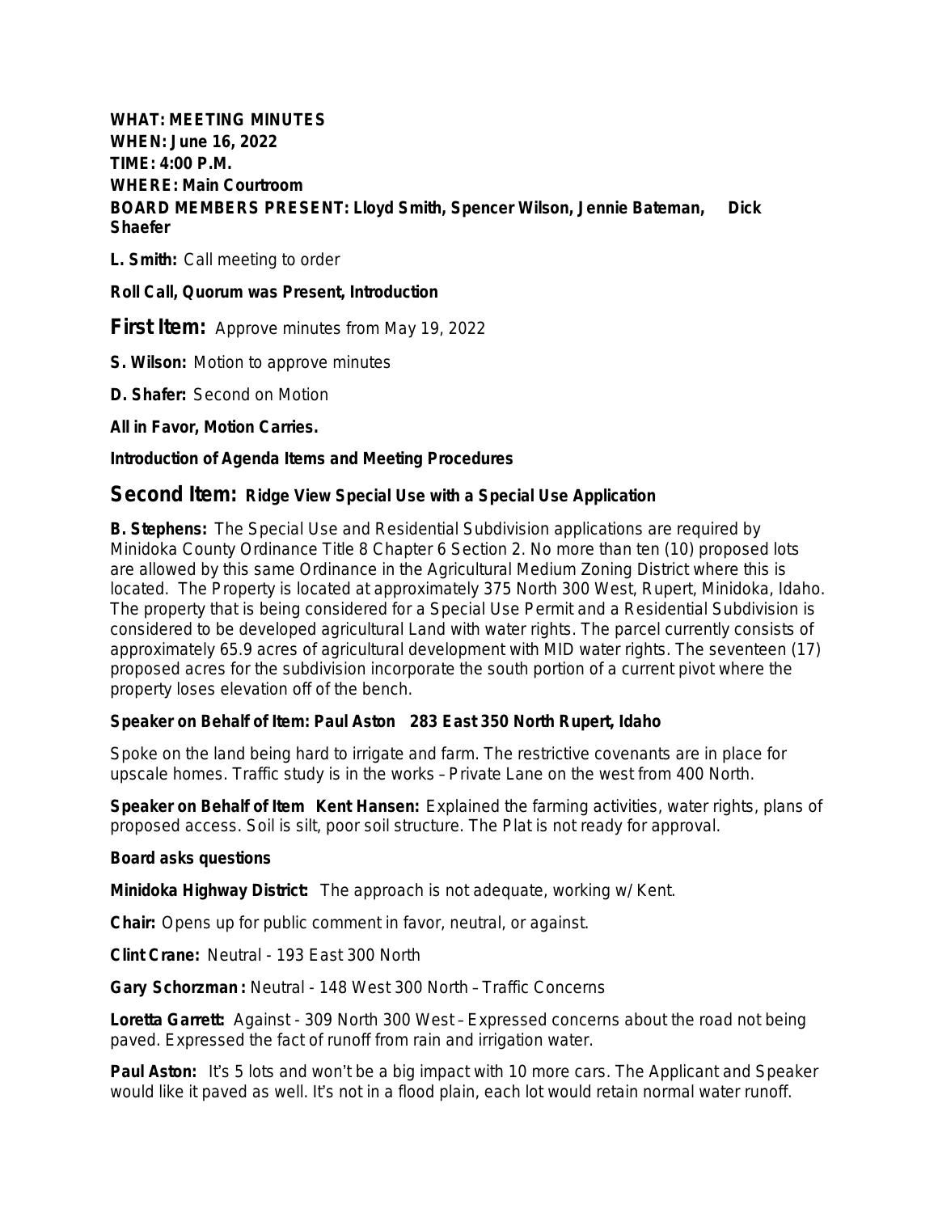**WHAT: MEETING MINUTES**
**WHEN: June 16, 2022**
**TIME: 4:00 P.M.**
**WHERE: Main Courtroom**
**BOARD MEMBERS PRESENT: Lloyd Smith, Spencer Wilson, Jennie Bateman, Dick Shaefer**

**L. Smith:** Call meeting to order

**Roll Call, Quorum was Present, Introduction**

## First Item: Approve minutes from May 19, 2022

**S. Wilson:** Motion to approve minutes

**D. Shafer:** Second on Motion

**All in Favor, Motion Carries.**

**Introduction of Agenda Items and Meeting Procedures**

## Second Item: Ridge View Special Use with a Special Use Application

**B. Stephens:** The Special Use and Residential Subdivision applications are required by Minidoka County Ordinance Title 8 Chapter 6 Section 2. No more than ten (10) proposed lots are allowed by this same Ordinance in the Agricultural Medium Zoning District where this is located. The Property is located at approximately 375 North 300 West, Rupert, Minidoka, Idaho. The property that is being considered for a Special Use Permit and a Residential Subdivision is considered to be developed agricultural Land with water rights. The parcel currently consists of approximately 65.9 acres of agricultural development with MID water rights. The seventeen (17) proposed acres for the subdivision incorporate the south portion of a current pivot where the property loses elevation off of the bench.

**Speaker on Behalf of Item: Paul Aston 283 East 350 North Rupert, Idaho**

Spoke on the land being hard to irrigate and farm. The restrictive covenants are in place for upscale homes. Traffic study is in the works – Private Lane on the west from 400 North.

**Speaker on Behalf of Item Kent Hansen:** Explained the farming activities, water rights, plans of proposed access. Soil is silt, poor soil structure. The Plat is not ready for approval.

**Board asks questions**

**Minidoka Highway District:** The approach is not adequate, working w/ Kent.

**Chair:** Opens up for public comment in favor, neutral, or against.

**Clint Crane:** Neutral - 193 East 300 North

**Gary Schorzman:** Neutral - 148 West 300 North – Traffic Concerns

**Loretta Garrett:** Against - 309 North 300 West – Expressed concerns about the road not being paved. Expressed the fact of runoff from rain and irrigation water.

**Paul Aston:** It's 5 lots and won't be a big impact with 10 more cars. The Applicant and Speaker would like it paved as well. It's not in a flood plain, each lot would retain normal water runoff.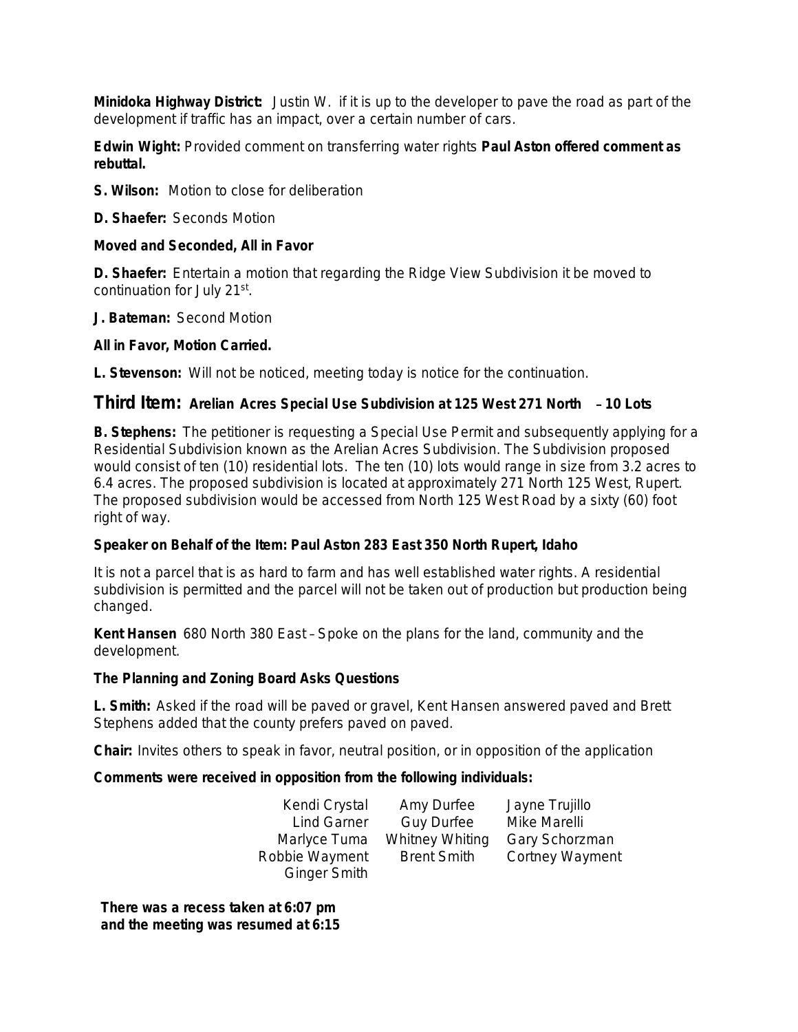**Minidoka Highway District:** Justin W. if it is up to the developer to pave the road as part of the development if traffic has an impact, over a certain number of cars.

**Edwin Wight:** Provided comment on transferring water rights **Paul Aston offered comment as rebuttal.**

**S. Wilson:** Motion to close for deliberation

**D. Shaefer:** Seconds Motion

**Moved and Seconded, All in Favor**

**D. Shaefer:** Entertain a motion that regarding the Ridge View Subdivision it be moved to continuation for July 21st.

**J. Bateman:** Second Motion

**All in Favor, Motion Carried.**

**L. Stevenson:** Will not be noticed, meeting today is notice for the continuation.

## Third Item: Arelian Acres Special Use Subdivision at 125 West 271 North – 10 Lots

**B. Stephens:** The petitioner is requesting a Special Use Permit and subsequently applying for a Residential Subdivision known as the Arelian Acres Subdivision. The Subdivision proposed would consist of ten (10) residential lots. The ten (10) lots would range in size from 3.2 acres to 6.4 acres. The proposed subdivision is located at approximately 271 North 125 West, Rupert. The proposed subdivision would be accessed from North 125 West Road by a sixty (60) foot right of way.

**Speaker on Behalf of the Item: Paul Aston 283 East 350 North Rupert, Idaho**

It is not a parcel that is as hard to farm and has well established water rights. A residential subdivision is permitted and the parcel will not be taken out of production but production being changed.

**Kent Hansen** 680 North 380 East – Spoke on the plans for the land, community and the development.

**The Planning and Zoning Board Asks Questions**

**L. Smith:** Asked if the road will be paved or gravel, Kent Hansen answered paved and Brett Stephens added that the county prefers paved on paved.

**Chair:** Invites others to speak in favor, neutral position, or in opposition of the application

**Comments were received in opposition from the following individuals:**

| | | |
|---|---|---|
| Kendi Crystal | Amy Durfee | Jayne Trujillo |
| Lind Garner | Guy Durfee | Mike Marelli |
| Marlyce Tuma | Whitney Whiting | Gary Schorzman |
| Robbie Wayment | Brent Smith | Cortney Wayment |
| Ginger Smith | | |

**There was a recess taken at 6:07 pm and the meeting was resumed at 6:15**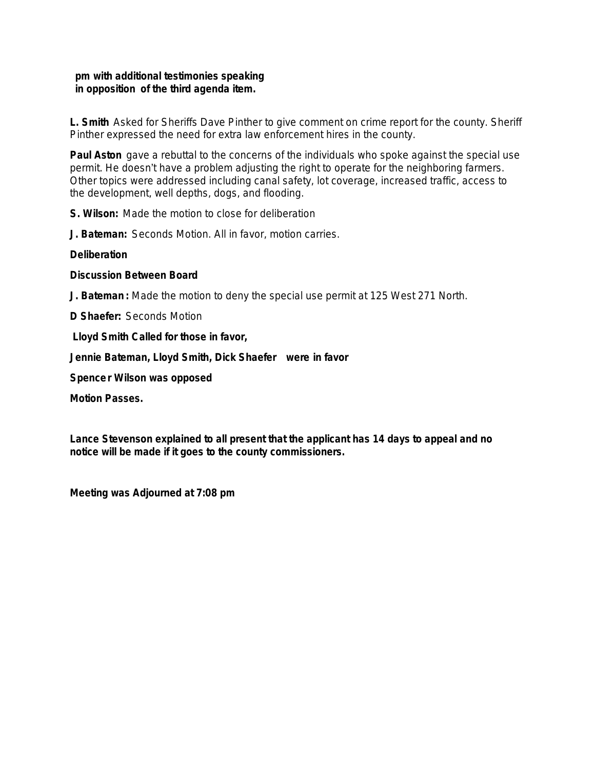**pm with additional testimonies speaking in opposition of the third agenda item.**

**L. Smith** Asked for Sheriffs Dave Pinther to give comment on crime report for the county. Sheriff Pinther expressed the need for extra law enforcement hires in the county.

**Paul Aston** gave a rebuttal to the concerns of the individuals who spoke against the special use permit. He doesn't have a problem adjusting the right to operate for the neighboring farmers. Other topics were addressed including canal safety, lot coverage, increased traffic, access to the development, well depths, dogs, and flooding.

**S. Wilson:** Made the motion to close for deliberation

**J. Bateman:** Seconds Motion. All in favor, motion carries.

**Deliberation**

**Discussion Between Board**

**J. Bateman :** Made the motion to deny the special use permit at 125 West 271 North.

**D Shaefer:** Seconds Motion

**Lloyd Smith Called for those in favor,**

**Jennie Bateman, Lloyd Smith, Dick Shaefer were in favor**

**Spencer Wilson was opposed**

**Motion Passes.**

**Lance Stevenson explained to all present that the applicant has 14 days to appeal and no notice will be made if it goes to the county commissioners.**

**Meeting was Adjourned at 7:08 pm**